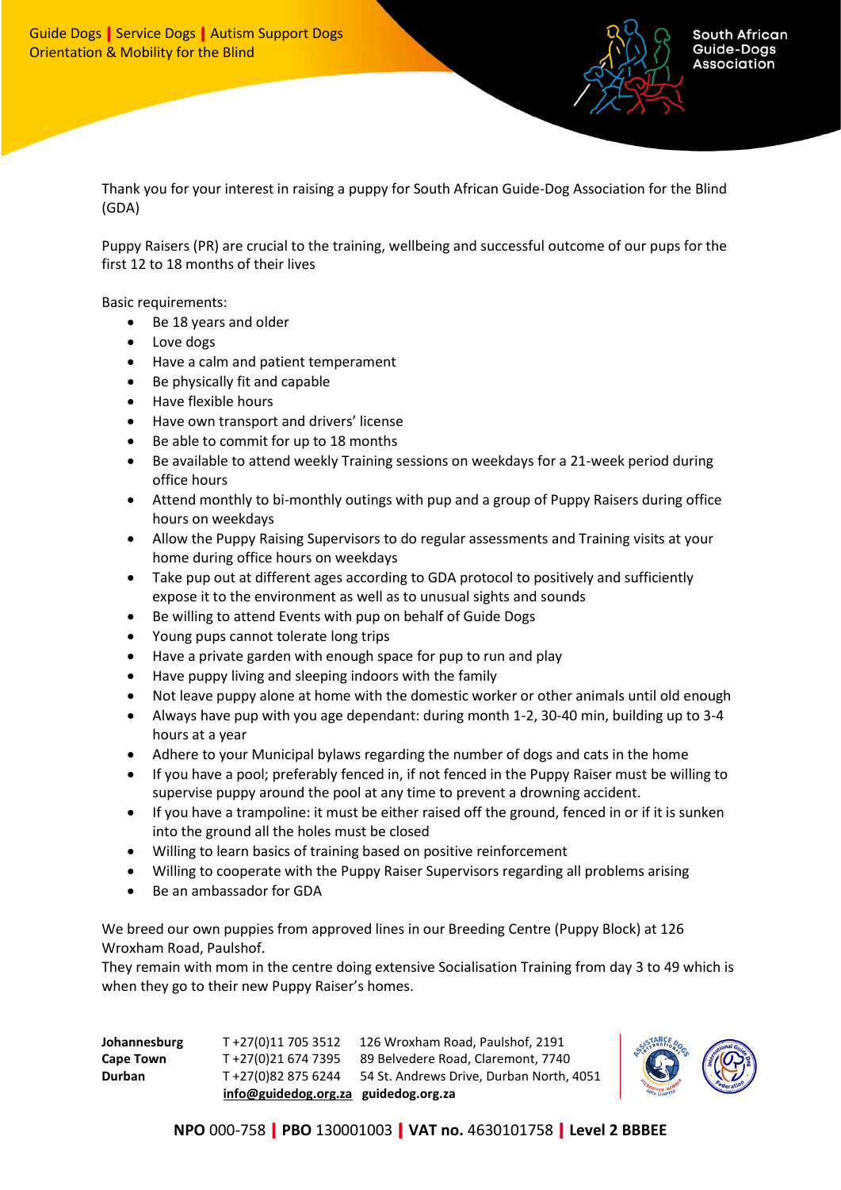Guide Dogs | Service Dogs | Autism Support Dogs
Orientation & Mobility for the Blind

South African Guide-Dogs Association

Thank you for your interest in raising a puppy for South African Guide-Dog Association for the Blind (GDA)

Puppy Raisers (PR) are crucial to the training, wellbeing and successful outcome of our pups for the first 12 to 18 months of their lives

Basic requirements:

- Be 18 years and older
- Love dogs
- Have a calm and patient temperament
- Be physically fit and capable
- Have flexible hours
- Have own transport and drivers' license
- Be able to commit for up to 18 months
- Be available to attend weekly Training sessions on weekdays for a 21-week period during office hours
- Attend monthly to bi-monthly outings with pup and a group of Puppy Raisers during office hours on weekdays
- Allow the Puppy Raising Supervisors to do regular assessments and Training visits at your home during office hours on weekdays
- Take pup out at different ages according to GDA protocol to positively and sufficiently expose it to the environment as well as to unusual sights and sounds
- Be willing to attend Events with pup on behalf of Guide Dogs
- Young pups cannot tolerate long trips
- Have a private garden with enough space for pup to run and play
- Have puppy living and sleeping indoors with the family
- Not leave puppy alone at home with the domestic worker or other animals until old enough
- Always have pup with you age dependant: during month 1-2, 30-40 min, building up to 3-4 hours at a year
- Adhere to your Municipal bylaws regarding the number of dogs and cats in the home
- If you have a pool; preferably fenced in, if not fenced in the Puppy Raiser must be willing to supervise puppy around the pool at any time to prevent a drowning accident.
- If you have a trampoline: it must be either raised off the ground, fenced in or if it is sunken into the ground all the holes must be closed
- Willing to learn basics of training based on positive reinforcement
- Willing to cooperate with the Puppy Raiser Supervisors regarding all problems arising
- Be an ambassador for GDA

We breed our own puppies from approved lines in our Breeding Centre (Puppy Block) at 126 Wroxham Road, Paulshof.
They remain with mom in the centre doing extensive Socialisation Training from day 3 to 49 which is when they go to their new Puppy Raiser's homes.

| | | |
|---|---|---|
| **Johannesburg** | T +27(0)11 705 3512 | 126 Wroxham Road, Paulshof, 2191 |
| **Cape Town** | T +27(0)21 674 7395 | 89 Belvedere Road, Claremont, 7740 |
| **Durban** | T +27(0)82 875 6244 | 54 St. Andrews Drive, Durban North, 4051 |
| | info@guidedog.org.za | guidedog.org.za |

**NPO** 000-758 | **PBO** 130001003 | **VAT no.** 4630101758 | **Level 2 BBBEE**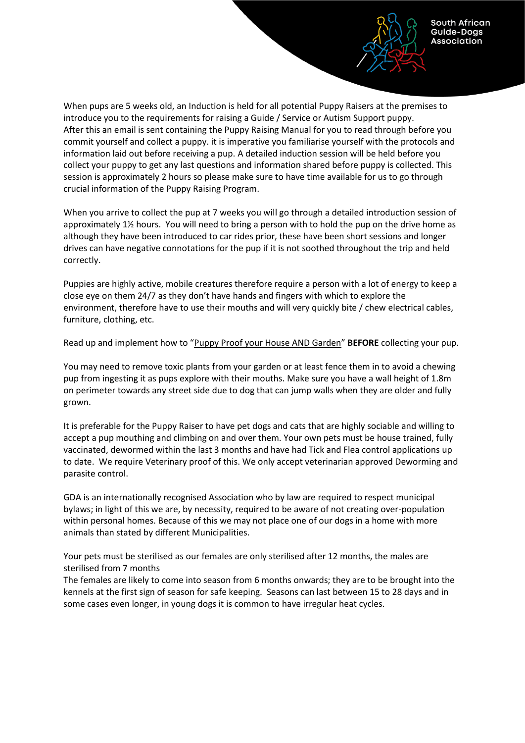When pups are 5 weeks old, an Induction is held for all potential Puppy Raisers at the premises to introduce you to the requirements for raising a Guide / Service or Autism Support puppy.
After this an email is sent containing the Puppy Raising Manual for you to read through before you commit yourself and collect a puppy. it is imperative you familiarise yourself with the protocols and information laid out before receiving a pup. A detailed induction session will be held before you collect your puppy to get any last questions and information shared before puppy is collected. This session is approximately 2 hours so please make sure to have time available for us to go through crucial information of the Puppy Raising Program.

When you arrive to collect the pup at 7 weeks you will go through a detailed introduction session of approximately 1½ hours. You will need to bring a person with to hold the pup on the drive home as although they have been introduced to car rides prior, these have been short sessions and longer drives can have negative connotations for the pup if it is not soothed throughout the trip and held correctly.

Puppies are highly active, mobile creatures therefore require a person with a lot of energy to keep a close eye on them 24/7 as they don't have hands and fingers with which to explore the environment, therefore have to use their mouths and will very quickly bite / chew electrical cables, furniture, clothing, etc.

Read up and implement how to "Puppy Proof your House AND Garden" **BEFORE** collecting your pup.

You may need to remove toxic plants from your garden or at least fence them in to avoid a chewing pup from ingesting it as pups explore with their mouths. Make sure you have a wall height of 1.8m on perimeter towards any street side due to dog that can jump walls when they are older and fully grown.

It is preferable for the Puppy Raiser to have pet dogs and cats that are highly sociable and willing to accept a pup mouthing and climbing on and over them. Your own pets must be house trained, fully vaccinated, dewormed within the last 3 months and have had Tick and Flea control applications up to date. We require Veterinary proof of this. We only accept veterinarian approved Deworming and parasite control.

GDA is an internationally recognised Association who by law are required to respect municipal bylaws; in light of this we are, by necessity, required to be aware of not creating over-population within personal homes. Because of this we may not place one of our dogs in a home with more animals than stated by different Municipalities.

Your pets must be sterilised as our females are only sterilised after 12 months, the males are sterilised from 7 months
The females are likely to come into season from 6 months onwards; they are to be brought into the kennels at the first sign of season for safe keeping. Seasons can last between 15 to 28 days and in some cases even longer, in young dogs it is common to have irregular heat cycles.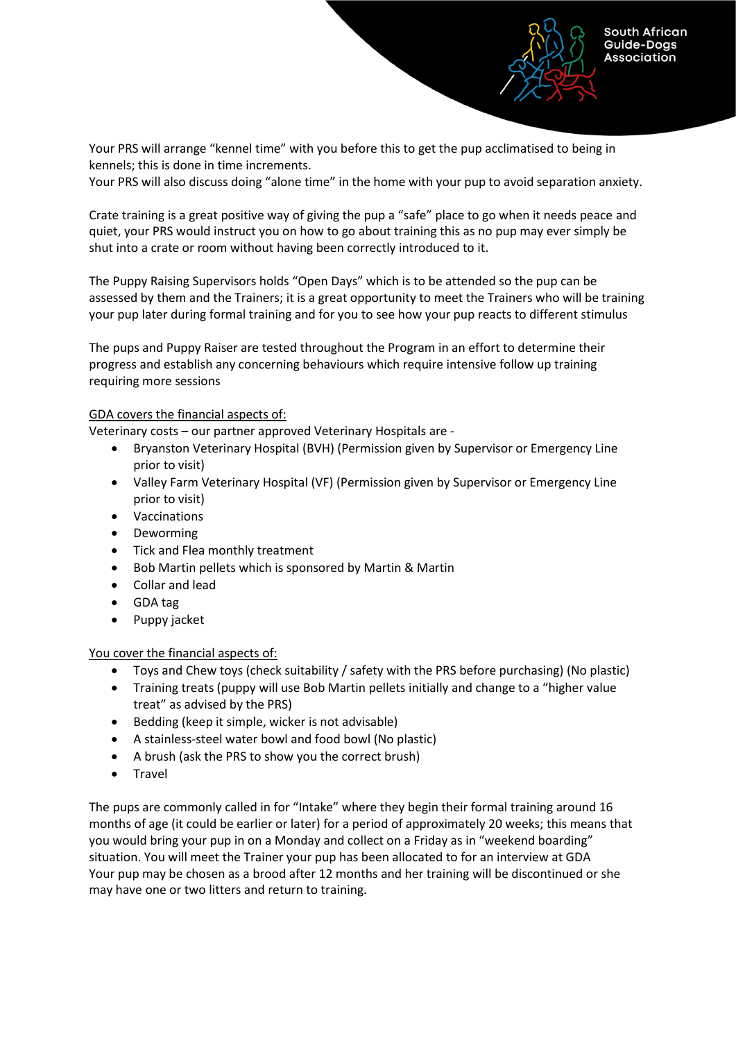Your PRS will arrange "kennel time" with you before this to get the pup acclimatised to being in kennels; this is done in time increments.
Your PRS will also discuss doing "alone time" in the home with your pup to avoid separation anxiety.

Crate training is a great positive way of giving the pup a "safe" place to go when it needs peace and quiet, your PRS would instruct you on how to go about training this as no pup may ever simply be shut into a crate or room without having been correctly introduced to it.

The Puppy Raising Supervisors holds "Open Days" which is to be attended so the pup can be assessed by them and the Trainers; it is a great opportunity to meet the Trainers who will be training your pup later during formal training and for you to see how your pup reacts to different stimulus

The pups and Puppy Raiser are tested throughout the Program in an effort to determine their progress and establish any concerning behaviours which require intensive follow up training requiring more sessions

<u>GDA covers the financial aspects of:</u>
Veterinary costs – our partner approved Veterinary Hospitals are -

- Bryanston Veterinary Hospital (BVH) (Permission given by Supervisor or Emergency Line prior to visit)
- Valley Farm Veterinary Hospital (VF) (Permission given by Supervisor or Emergency Line prior to visit)
- Vaccinations
- Deworming
- Tick and Flea monthly treatment
- Bob Martin pellets which is sponsored by Martin & Martin
- Collar and lead
- GDA tag
- Puppy jacket

<u>You cover the financial aspects of:</u>

- Toys and Chew toys (check suitability / safety with the PRS before purchasing) (No plastic)
- Training treats (puppy will use Bob Martin pellets initially and change to a "higher value treat" as advised by the PRS)
- Bedding (keep it simple, wicker is not advisable)
- A stainless-steel water bowl and food bowl (No plastic)
- A brush (ask the PRS to show you the correct brush)
- Travel

The pups are commonly called in for "Intake" where they begin their formal training around 16 months of age (it could be earlier or later) for a period of approximately 20 weeks; this means that you would bring your pup in on a Monday and collect on a Friday as in "weekend boarding" situation. You will meet the Trainer your pup has been allocated to for an interview at GDA
Your pup may be chosen as a brood after 12 months and her training will be discontinued or she may have one or two litters and return to training.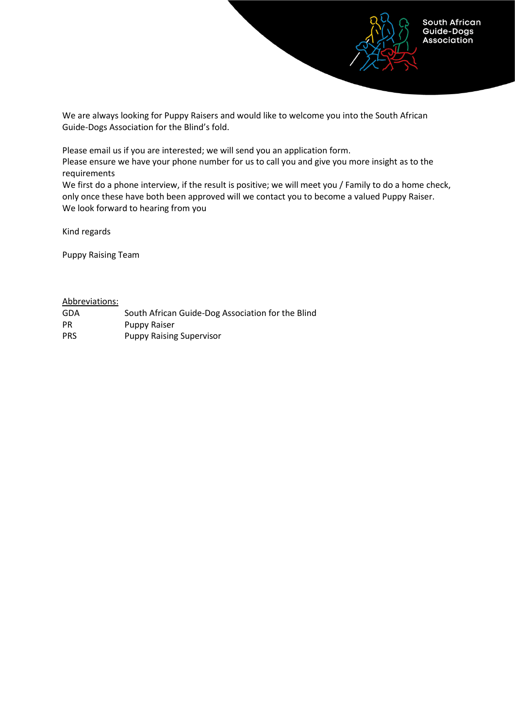We are always looking for Puppy Raisers and would like to welcome you into the South African Guide-Dogs Association for the Blind's fold.

Please email us if you are interested; we will send you an application form.
Please ensure we have your phone number for us to call you and give you more insight as to the requirements
We first do a phone interview, if the result is positive; we will meet you / Family to do a home check, only once these have both been approved will we contact you to become a valued Puppy Raiser.
We look forward to hearing from you

Kind regards

Puppy Raising Team

<u>Abbreviations:</u>

| | |
|---|---|
| GDA | South African Guide-Dog Association for the Blind |
| PR | Puppy Raiser |
| PRS | Puppy Raising Supervisor |